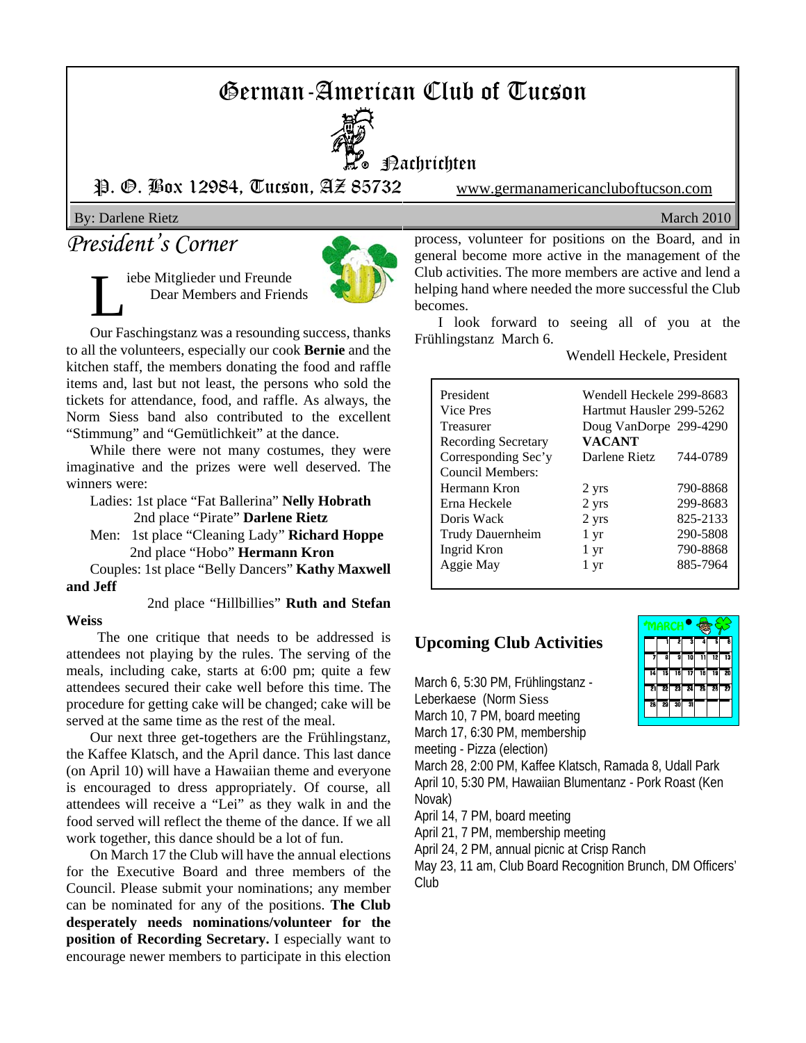# German-American Club of Tucson

Nachrichten

P. O. Box 12984, Tucson, AZ 85732 www.germanamericanclupoftucson.com

By: Darlene Rietz March 2010

## President's Corner

Liebe Mitglieder und Freunde
Dear Members and Friends

Our Faschingstanz was a resounding success, thanks to all the volunteers, especially our cook **Bernie** and the kitchen staff, the members donating the food and raffle items and, last but not least, the persons who sold the tickets for attendance, food, and raffle. As always, the Norm Siess band also contributed to the excellent "Stimmung" and "Gemütlichkeit" at the dance.

While there were not many costumes, they were imaginative and the prizes were well deserved. The winners were:

Ladies: 1st place "Fat Ballerina" **Nelly Hobrath**
2nd place "Pirate" **Darlene Rietz**

Men: 1st place "Cleaning Lady" **Richard Hoppe**
2nd place "Hobo" **Hermann Kron**

Couples: 1st place "Belly Dancers" **Kathy Maxwell and Jeff**
2nd place "Hillbillies" **Ruth and Stefan Weiss**

The one critique that needs to be addressed is attendees not playing by the rules. The serving of the meals, including cake, starts at 6:00 pm; quite a few attendees secured their cake well before this time. The procedure for getting cake will be changed; cake will be served at the same time as the rest of the meal.

Our next three get-togethers are the Frühlingstanz, the Kaffee Klatsch, and the April dance. This last dance (on April 10) will have a Hawaiian theme and everyone is encouraged to dress appropriately. Of course, all attendees will receive a "Lei" as they walk in and the food served will reflect the theme of the dance. If we all work together, this dance should be a lot of fun.

On March 17 the Club will have the annual elections for the Executive Board and three members of the Council. Please submit your nominations; any member can be nominated for any of the positions. **The Club desperately needs nominations/volunteer for the position of Recording Secretary.** I especially want to encourage newer members to participate in this election process, volunteer for positions on the Board, and in general become more active in the management of the Club activities. The more members are active and lend a helping hand where needed the more successful the Club becomes.

I look forward to seeing all of you at the Frühlingstanz March 6.

Wendell Heckele, President

| | | |
|---|---|---|
| President | Wendell Heckele 299-8683 | |
| Vice Pres | Hartmut Hausler 299-5262 | |
| Treasurer | Doug VanDorpe 299-4290 | |
| Recording Secretary | **VACANT** | |
| Corresponding Sec'y | Darlene Rietz | 744-0789 |
| Council Members: | | |
| Hermann Kron | 2 yrs | 790-8868 |
| Erna Heckele | 2 yrs | 299-8683 |
| Doris Wack | 2 yrs | 825-2133 |
| Trudy Dauernheim | 1 yr | 290-5808 |
| Ingrid Kron | 1 yr | 790-8868 |
| Aggie May | 1 yr | 885-7964 |

## Upcoming Club Activities

March 6, 5:30 PM, Frühlingstanz - Leberkaese (Norm Siess
March 10, 7 PM, board meeting
March 17, 6:30 PM, membership meeting - Pizza (election)
March 28, 2:00 PM, Kaffee Klatsch, Ramada 8, Udall Park
April 10, 5:30 PM, Hawaiian Blumentanz - Pork Roast (Ken Novak)
April 14, 7 PM, board meeting
April 21, 7 PM, membership meeting
April 24, 2 PM, annual picnic at Crisp Ranch
May 23, 11 am, Club Board Recognition Brunch, DM Officers' Club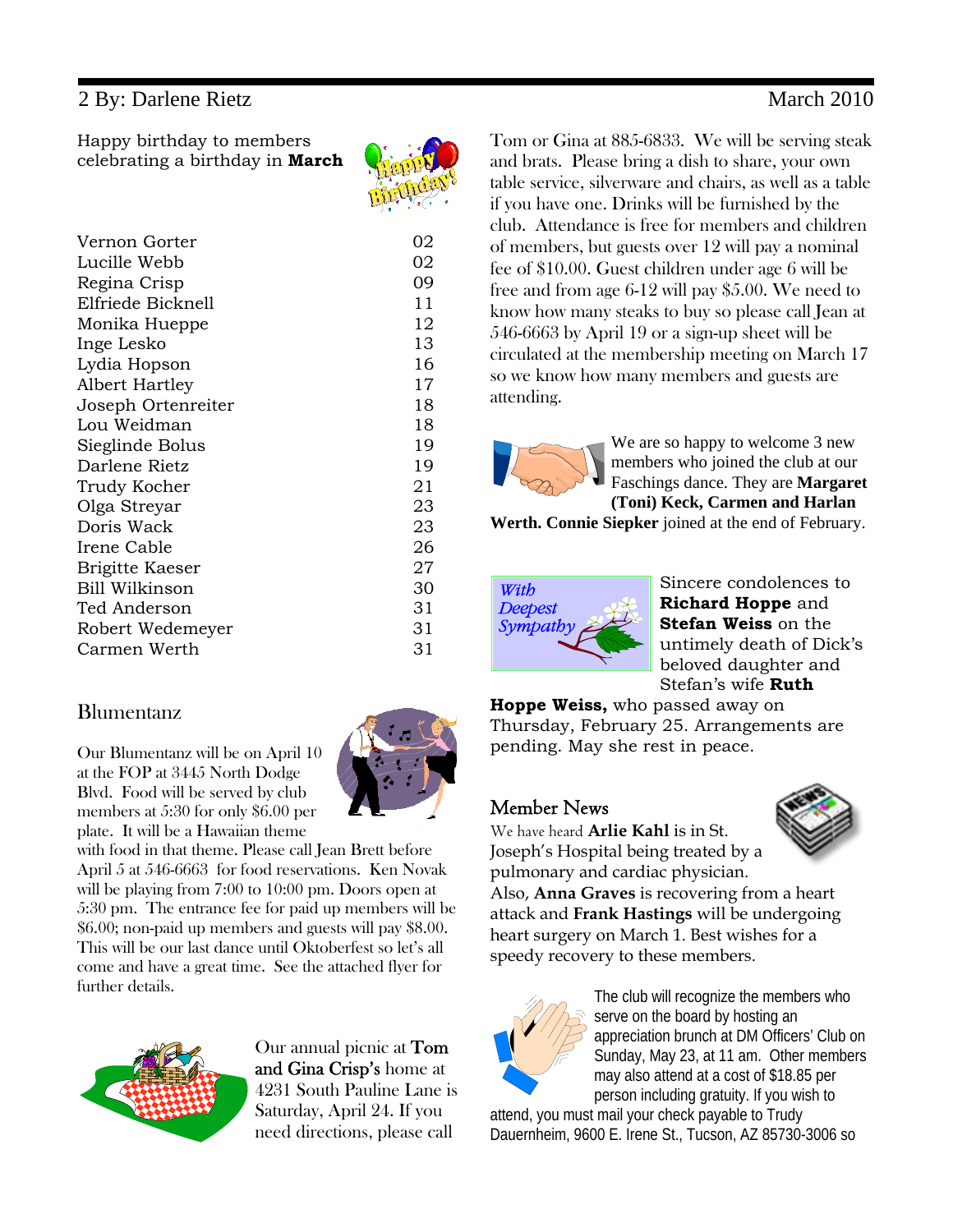Happy birthday to members celebrating a birthday in **March**

| | |
|---|---|
| Vernon Gorter | 02 |
| Lucille Webb | 02 |
| Regina Crisp | 09 |
| Elfriede Bicknell | 11 |
| Monika Hueppe | 12 |
| Inge Lesko | 13 |
| Lydia Hopson | 16 |
| Albert Hartley | 17 |
| Joseph Ortenreiter | 18 |
| Lou Weidman | 18 |
| Sieglinde Bolus | 19 |
| Darlene Rietz | 19 |
| Trudy Kocher | 21 |
| Olga Streyar | 23 |
| Doris Wack | 23 |
| Irene Cable | 26 |
| Brigitte Kaeser | 27 |
| Bill Wilkinson | 30 |
| Ted Anderson | 31 |
| Robert Wedemeyer | 31 |
| Carmen Werth | 31 |

## Blumentanz

Our Blumentanz will be on April 10 at the FOP at 3445 North Dodge Blvd. Food will be served by club members at 5:30 for only $6.00 per plate. It will be a Hawaiian theme with food in that theme. Please call Jean Brett before April 5 at 546-6663 for food reservations. Ken Novak will be playing from 7:00 to 10:00 pm. Doors open at 5:30 pm. The entrance fee for paid up members will be $6.00; non-paid up members and guests will pay $8.00. This will be our last dance until Oktoberfest so let's all come and have a great time. See the attached flyer for further details.

Our annual picnic at **Tom and Gina Crisp's** home at 4231 South Pauline Lane is Saturday, April 24. If you need directions, please call Tom or Gina at 885-6833. We will be serving steak and brats. Please bring a dish to share, your own table service, silverware and chairs, as well as a table if you have one. Drinks will be furnished by the club. Attendance is free for members and children of members, but guests over 12 will pay a nominal fee of $10.00. Guest children under age 6 will be free and from age 6-12 will pay $5.00. We need to know how many steaks to buy so please call Jean at 546-6663 by April 19 or a sign-up sheet will be circulated at the membership meeting on March 17 so we know how many members and guests are attending.

We are so happy to welcome 3 new members who joined the club at our Faschings dance. They are **Margaret (Toni) Keck, Carmen and Harlan Werth. Connie Siepker** joined at the end of February.

*With Deepest Sympathy*

Sincere condolences to **Richard Hoppe** and **Stefan Weiss** on the untimely death of Dick's beloved daughter and Stefan's wife **Ruth Hoppe Weiss,** who passed away on Thursday, February 25. Arrangements are pending. May she rest in peace.

## Member News

We have heard **Arlie Kahl** is in St. Joseph's Hospital being treated by a pulmonary and cardiac physician. Also, **Anna Graves** is recovering from a heart attack and **Frank Hastings** will be undergoing heart surgery on March 1. Best wishes for a speedy recovery to these members.

The club will recognize the members who serve on the board by hosting an appreciation brunch at DM Officers' Club on Sunday, May 23, at 11 am. Other members may also attend at a cost of $18.85 per person including gratuity. If you wish to attend, you must mail your check payable to Trudy Dauernheim, 9600 E. Irene St., Tucson, AZ 85730-3006 so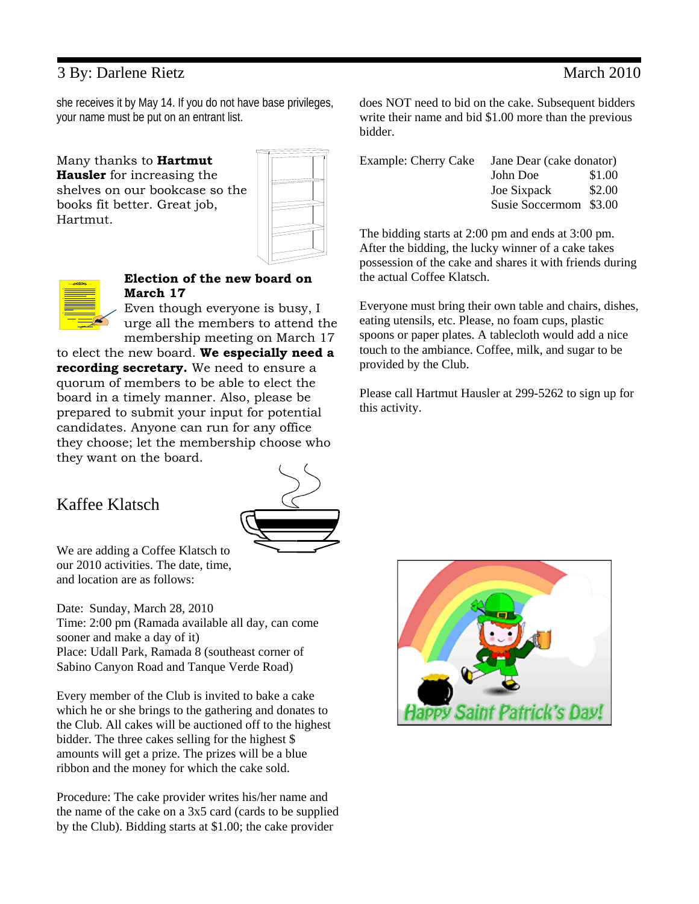she receives it by May 14. If you do not have base privileges, your name must be put on an entrant list.

Many thanks to **Hartmut Hausler** for increasing the shelves on our bookcase so the books fit better. Great job, Hartmut.

**Election of the new board on March 17**

Even though everyone is busy, I urge all the members to attend the membership meeting on March 17 to elect the new board. **We especially need a recording secretary.** We need to ensure a quorum of members to be able to elect the board in a timely manner. Also, please be prepared to submit your input for potential candidates. Anyone can run for any office they choose; let the membership choose who they want on the board.

## Kaffee Klatsch

We are adding a Coffee Klatsch to our 2010 activities. The date, time, and location are as follows:

Date: Sunday, March 28, 2010
Time: 2:00 pm (Ramada available all day, can come sooner and make a day of it)
Place: Udall Park, Ramada 8 (southeast corner of Sabino Canyon Road and Tanque Verde Road)

Every member of the Club is invited to bake a cake which he or she brings to the gathering and donates to the Club. All cakes will be auctioned off to the highest bidder. The three cakes selling for the highest $ amounts will get a prize. The prizes will be a blue ribbon and the money for which the cake sold.

Procedure: The cake provider writes his/her name and the name of the cake on a 3x5 card (cards to be supplied by the Club). Bidding starts at $1.00; the cake provider does NOT need to bid on the cake. Subsequent bidders write their name and bid $1.00 more than the previous bidder.

| | | |
|---|---|---|
| Example: Cherry Cake | Jane Dear (cake donator) | |
| | John Doe | $1.00 |
| | Joe Sixpack | $2.00 |
| | Susie Soccermom | $3.00 |

The bidding starts at 2:00 pm and ends at 3:00 pm. After the bidding, the lucky winner of a cake takes possession of the cake and shares it with friends during the actual Coffee Klatsch.

Everyone must bring their own table and chairs, dishes, eating utensils, etc. Please, no foam cups, plastic spoons or paper plates. A tablecloth would add a nice touch to the ambiance. Coffee, milk, and sugar to be provided by the Club.

Please call Hartmut Hausler at 299-5262 to sign up for this activity.

Happy Saint Patrick's Day!